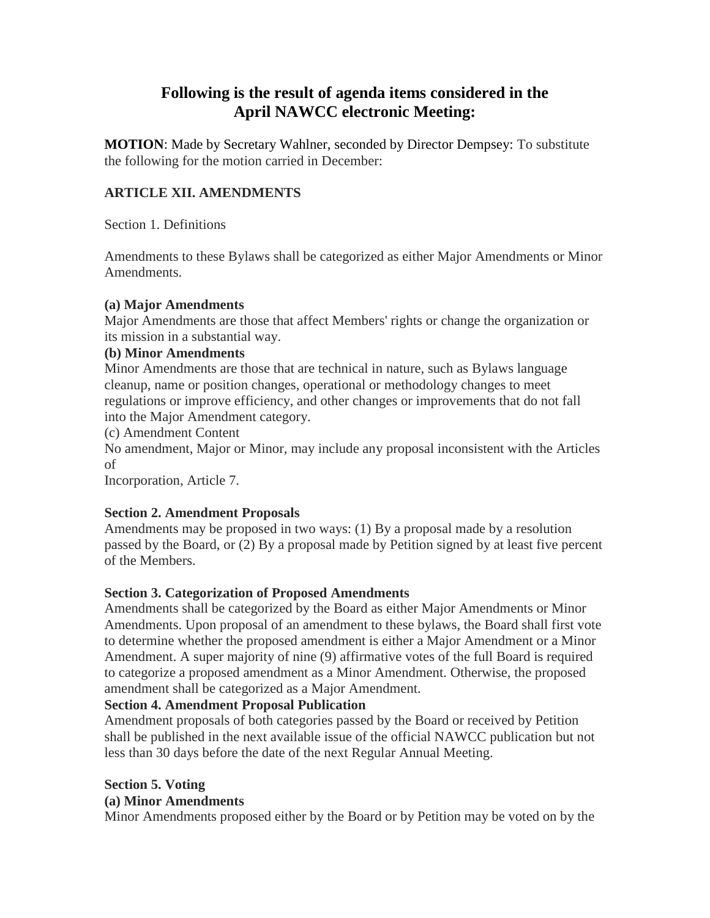# Following is the result of agenda items considered in the April NAWCC electronic Meeting:

**MOTION**: Made by Secretary Wahlner, seconded by Director Dempsey: To substitute the following for the motion carried in December:

**ARTICLE XII. AMENDMENTS**

Section 1. Definitions

Amendments to these Bylaws shall be categorized as either Major Amendments or Minor Amendments.

**(a) Major Amendments**
Major Amendments are those that affect Members' rights or change the organization or its mission in a substantial way.

**(b) Minor Amendments**
Minor Amendments are those that are technical in nature, such as Bylaws language cleanup, name or position changes, operational or methodology changes to meet regulations or improve efficiency, and other changes or improvements that do not fall into the Major Amendment category.

(c) Amendment Content
No amendment, Major or Minor, may include any proposal inconsistent with the Articles of
Incorporation, Article 7.

**Section 2. Amendment Proposals**
Amendments may be proposed in two ways: (1) By a proposal made by a resolution passed by the Board, or (2) By a proposal made by Petition signed by at least five percent of the Members.

**Section 3. Categorization of Proposed Amendments**
Amendments shall be categorized by the Board as either Major Amendments or Minor Amendments. Upon proposal of an amendment to these bylaws, the Board shall first vote to determine whether the proposed amendment is either a Major Amendment or a Minor Amendment. A super majority of nine (9) affirmative votes of the full Board is required to categorize a proposed amendment as a Minor Amendment. Otherwise, the proposed amendment shall be categorized as a Major Amendment.

**Section 4. Amendment Proposal Publication**
Amendment proposals of both categories passed by the Board or received by Petition shall be published in the next available issue of the official NAWCC publication but not less than 30 days before the date of the next Regular Annual Meeting.

**Section 5. Voting**

**(a) Minor Amendments**
Minor Amendments proposed either by the Board or by Petition may be voted on by the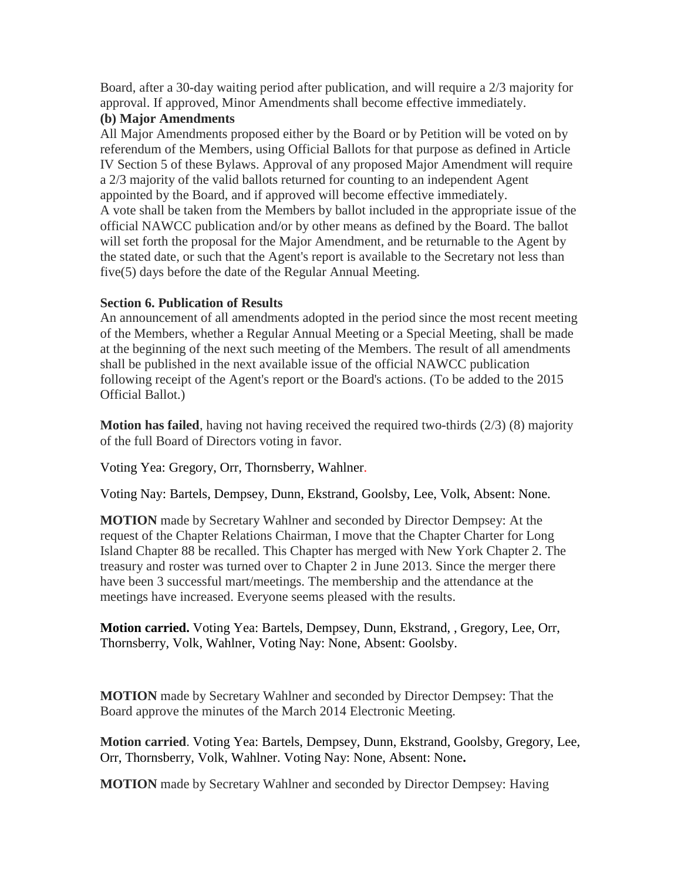Board, after a 30-day waiting period after publication, and will require a 2/3 majority for approval. If approved, Minor Amendments shall become effective immediately.

**(b) Major Amendments**

All Major Amendments proposed either by the Board or by Petition will be voted on by referendum of the Members, using Official Ballots for that purpose as defined in Article IV Section 5 of these Bylaws. Approval of any proposed Major Amendment will require a 2/3 majority of the valid ballots returned for counting to an independent Agent appointed by the Board, and if approved will become effective immediately.

A vote shall be taken from the Members by ballot included in the appropriate issue of the official NAWCC publication and/or by other means as defined by the Board. The ballot will set forth the proposal for the Major Amendment, and be returnable to the Agent by the stated date, or such that the Agent's report is available to the Secretary not less than five(5) days before the date of the Regular Annual Meeting.

**Section 6. Publication of Results**

An announcement of all amendments adopted in the period since the most recent meeting of the Members, whether a Regular Annual Meeting or a Special Meeting, shall be made at the beginning of the next such meeting of the Members. The result of all amendments shall be published in the next available issue of the official NAWCC publication following receipt of the Agent's report or the Board's actions. (To be added to the 2015 Official Ballot.)

**Motion has failed**, having not having received the required two-thirds (2/3) (8) majority of the full Board of Directors voting in favor.

Voting Yea: Gregory, Orr, Thornsberry, Wahlner.

Voting Nay: Bartels, Dempsey, Dunn, Ekstrand, Goolsby, Lee, Volk, Absent: None.

**MOTION** made by Secretary Wahlner and seconded by Director Dempsey: At the request of the Chapter Relations Chairman, I move that the Chapter Charter for Long Island Chapter 88 be recalled. This Chapter has merged with New York Chapter 2. The treasury and roster was turned over to Chapter 2 in June 2013. Since the merger there have been 3 successful mart/meetings. The membership and the attendance at the meetings have increased. Everyone seems pleased with the results.

**Motion carried.** Voting Yea: Bartels, Dempsey, Dunn, Ekstrand, , Gregory, Lee, Orr, Thornsberry, Volk, Wahlner, Voting Nay: None, Absent: Goolsby.

**MOTION** made by Secretary Wahlner and seconded by Director Dempsey: That the Board approve the minutes of the March 2014 Electronic Meeting.

**Motion carried**. Voting Yea: Bartels, Dempsey, Dunn, Ekstrand, Goolsby, Gregory, Lee, Orr, Thornsberry, Volk, Wahlner. Voting Nay: None, Absent: None**.**

**MOTION** made by Secretary Wahlner and seconded by Director Dempsey: Having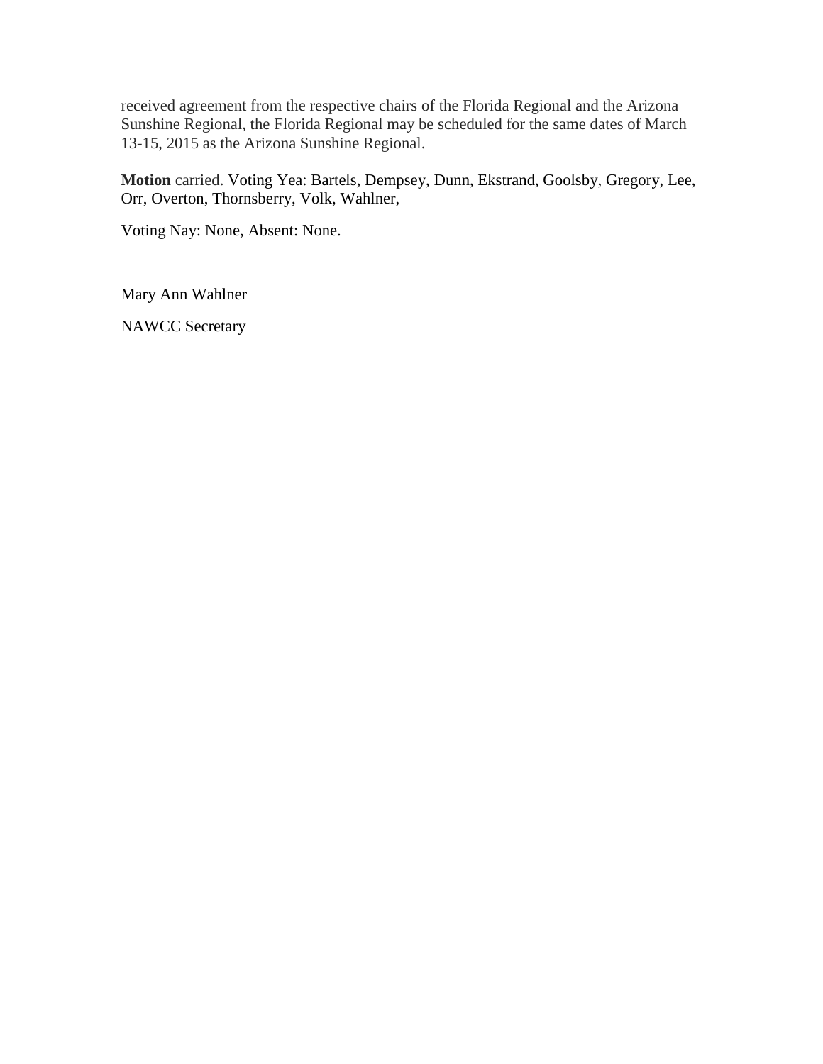received agreement from the respective chairs of the Florida Regional and the Arizona Sunshine Regional, the Florida Regional may be scheduled for the same dates of March 13-15, 2015 as the Arizona Sunshine Regional.

**Motion** carried. Voting Yea: Bartels, Dempsey, Dunn, Ekstrand, Goolsby, Gregory, Lee, Orr, Overton, Thornsberry, Volk, Wahlner,

Voting Nay: None, Absent: None.

Mary Ann Wahlner

NAWCC Secretary